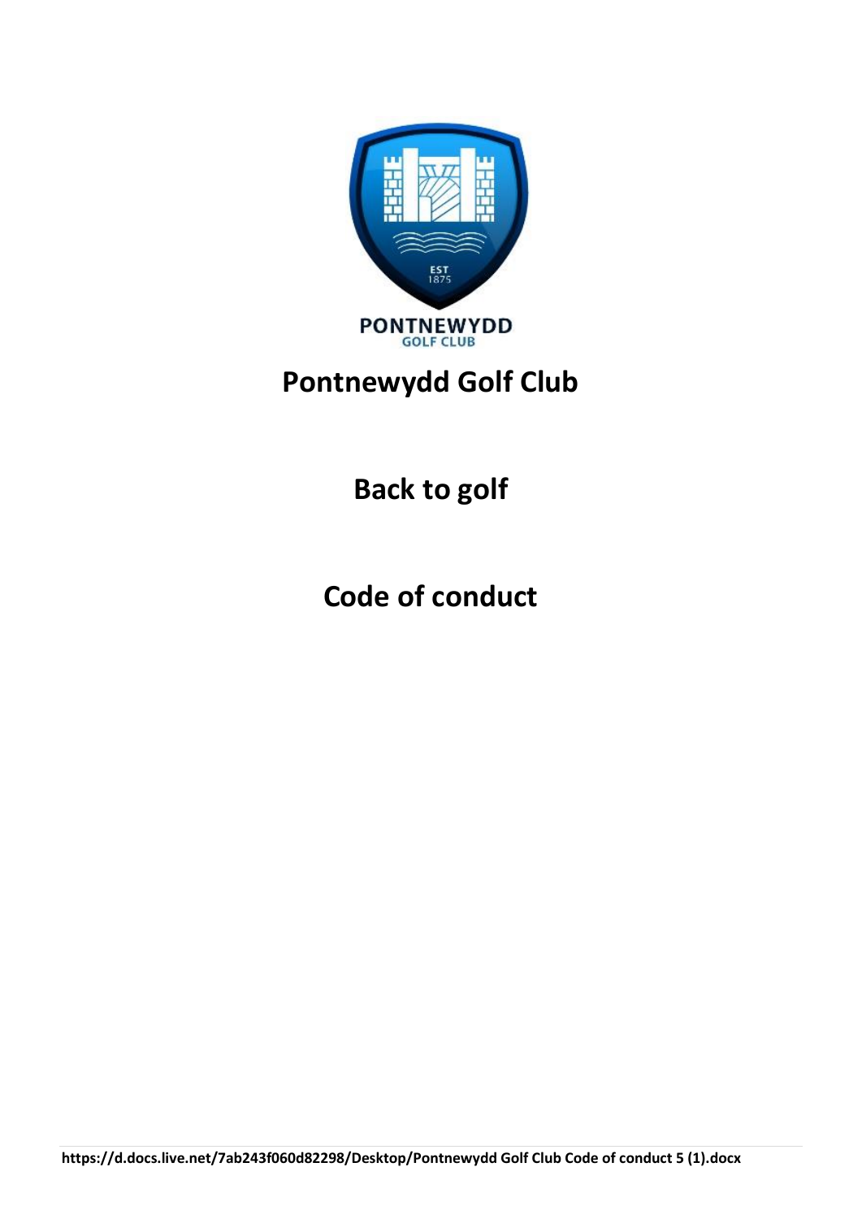# Pontnewydd Golf Club

## Back to golf

## Code of conduct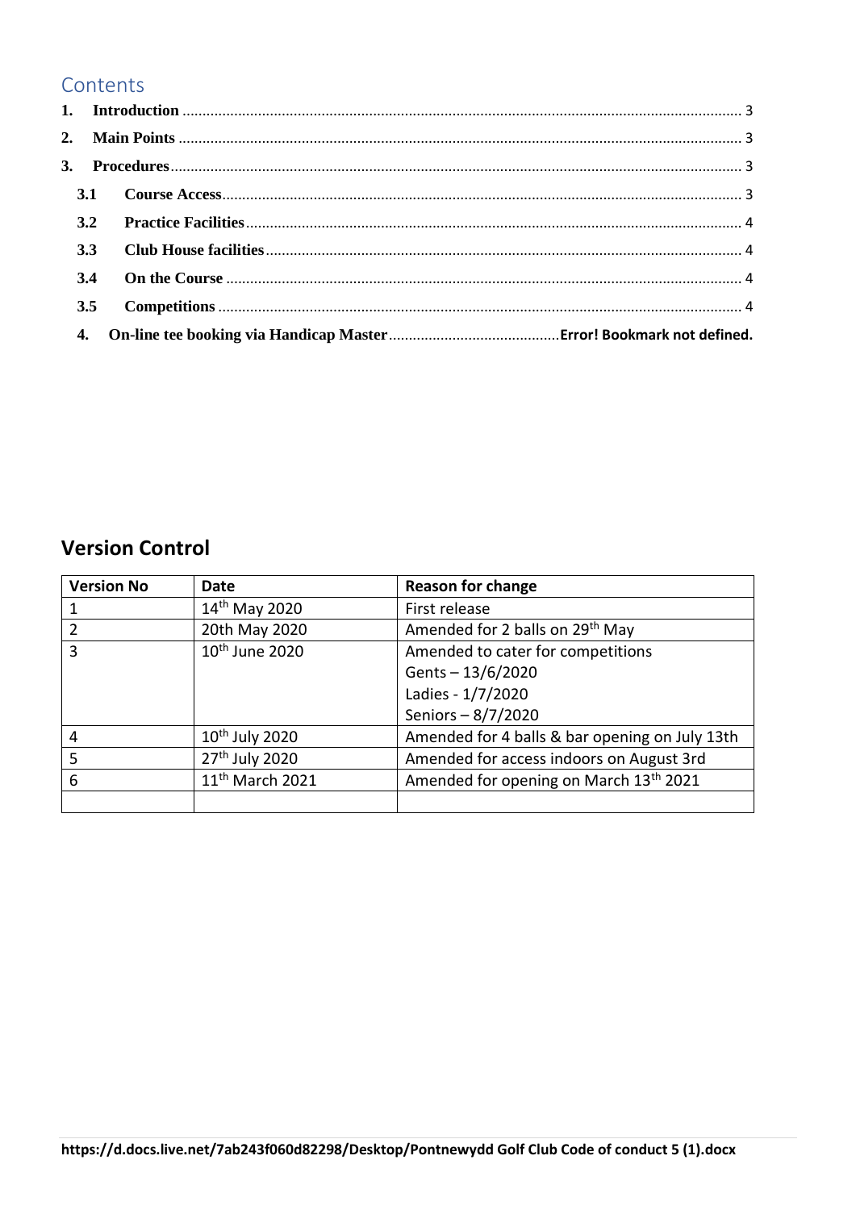## Contents

1. **Introduction** ........................................................................................................................................ 3
2. **Main Points** ......................................................................................................................................... 3
3. **Procedures** .......................................................................................................................................... 3
   - **3.1 Course Access** .............................................................................................................................. 3
   - **3.2 Practice Facilities** ......................................................................................................................... 4
   - **3.3 Club House facilities** .................................................................................................................... 4
   - **3.4 On the Course** .............................................................................................................................. 4
   - **3.5 Competitions** ............................................................................................................................... 4
4. **On-line tee booking via Handicap Master** .......................................... **Error! Bookmark not defined.**

## Version Control

| Version No | Date | Reason for change |
|---|---|---|
| 1 | 14th May 2020 | First release |
| 2 | 20th May 2020 | Amended for 2 balls on 29th May |
| 3 | 10th June 2020 | Amended to cater for competitions<br>Gents – 13/6/2020<br>Ladies - 1/7/2020<br>Seniors – 8/7/2020 |
| 4 | 10th July 2020 | Amended for 4 balls & bar opening on July 13th |
| 5 | 27th July 2020 | Amended for access indoors on August 3rd |
| 6 | 11th March 2021 | Amended for opening on March 13th 2021 |
| | | |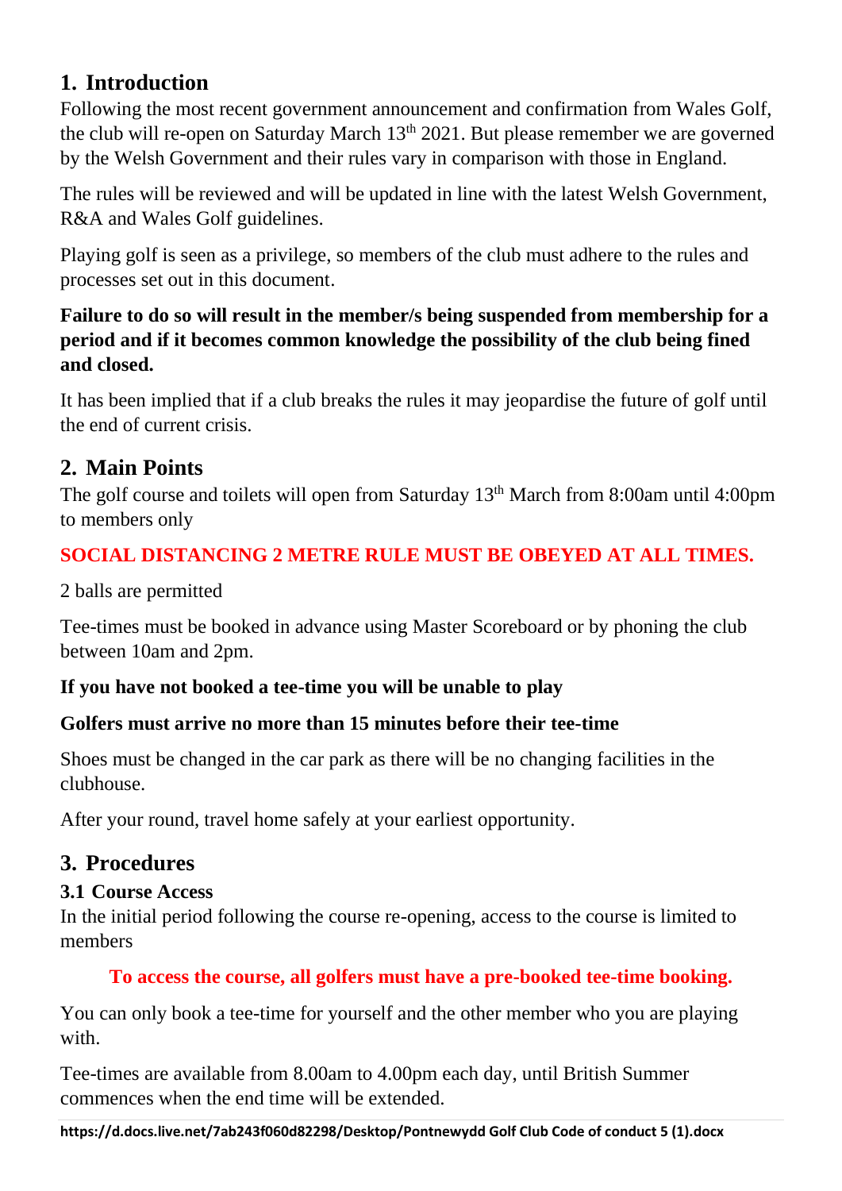## 1. Introduction

Following the most recent government announcement and confirmation from Wales Golf, the club will re-open on Saturday March 13th 2021. But please remember we are governed by the Welsh Government and their rules vary in comparison with those in England.

The rules will be reviewed and will be updated in line with the latest Welsh Government, R&A and Wales Golf guidelines.

Playing golf is seen as a privilege, so members of the club must adhere to the rules and processes set out in this document.

**Failure to do so will result in the member/s being suspended from membership for a period and if it becomes common knowledge the possibility of the club being fined and closed.**

It has been implied that if a club breaks the rules it may jeopardise the future of golf until the end of current crisis.

## 2. Main Points

The golf course and toilets will open from Saturday 13th March from 8:00am until 4:00pm to members only

**SOCIAL DISTANCING 2 METRE RULE MUST BE OBEYED AT ALL TIMES.**

2 balls are permitted

Tee-times must be booked in advance using Master Scoreboard or by phoning the club between 10am and 2pm.

**If you have not booked a tee-time you will be unable to play**

**Golfers must arrive no more than 15 minutes before their tee-time**

Shoes must be changed in the car park as there will be no changing facilities in the clubhouse.

After your round, travel home safely at your earliest opportunity.

## 3. Procedures

### 3.1 Course Access

In the initial period following the course re-opening, access to the course is limited to members

**To access the course, all golfers must have a pre-booked tee-time booking.**

You can only book a tee-time for yourself and the other member who you are playing with.

Tee-times are available from 8.00am to 4.00pm each day, until British Summer commences when the end time will be extended.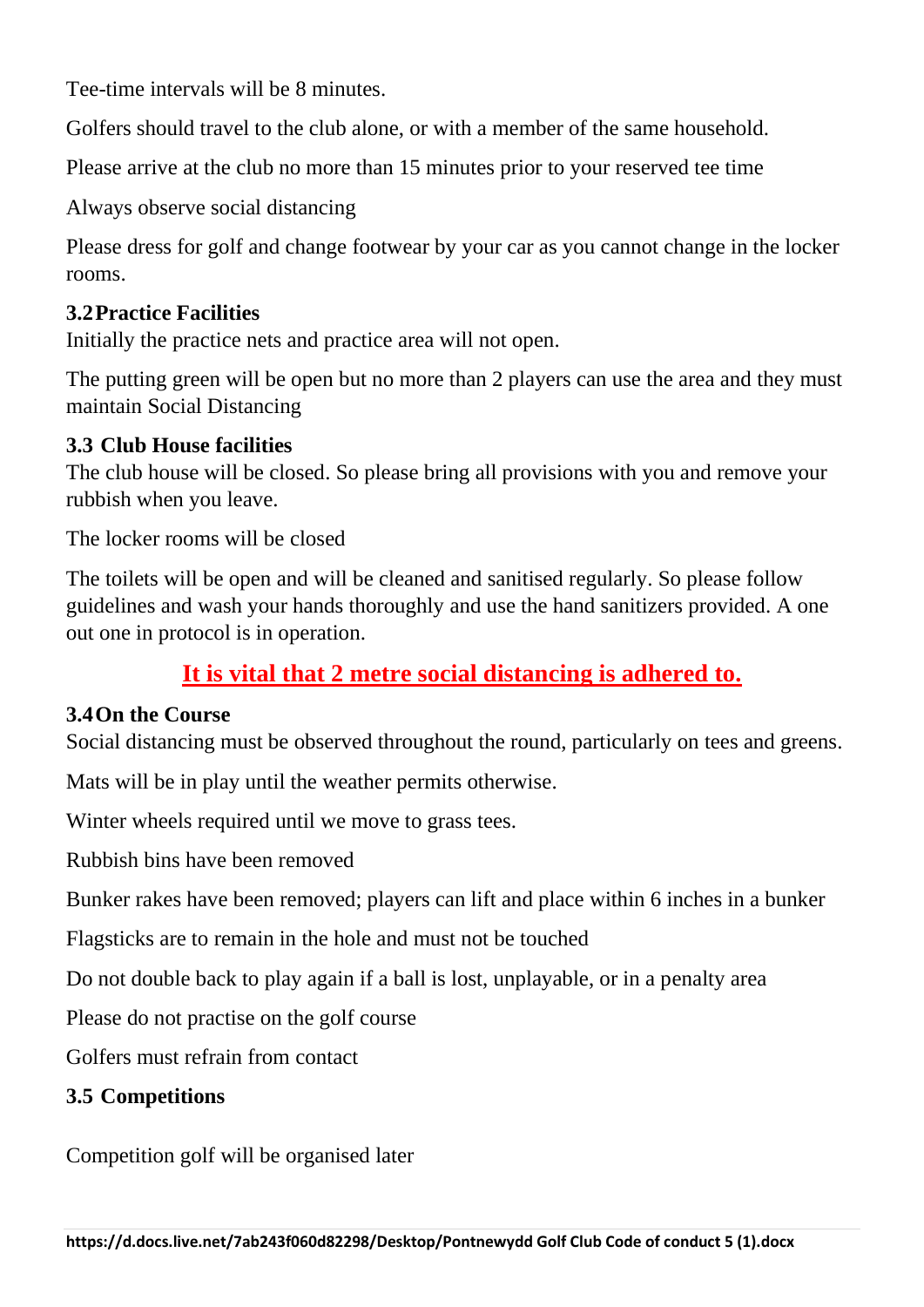Tee-time intervals will be 8 minutes.

Golfers should travel to the club alone, or with a member of the same household.

Please arrive at the club no more than 15 minutes prior to your reserved tee time

Always observe social distancing

Please dress for golf and change footwear by your car as you cannot change in the locker rooms.

### 3.2 Practice Facilities

Initially the practice nets and practice area will not open.

The putting green will be open but no more than 2 players can use the area and they must maintain Social Distancing

### 3.3 Club House facilities

The club house will be closed. So please bring all provisions with you and remove your rubbish when you leave.

The locker rooms will be closed

The toilets will be open and will be cleaned and sanitised regularly. So please follow guidelines and wash your hands thoroughly and use the hand sanitizers provided. A one out one in protocol is in operation.

**It is vital that 2 metre social distancing is adhered to.**

### 3.4 On the Course

Social distancing must be observed throughout the round, particularly on tees and greens.

Mats will be in play until the weather permits otherwise.

Winter wheels required until we move to grass tees.

Rubbish bins have been removed

Bunker rakes have been removed; players can lift and place within 6 inches in a bunker

Flagsticks are to remain in the hole and must not be touched

Do not double back to play again if a ball is lost, unplayable, or in a penalty area

Please do not practise on the golf course

Golfers must refrain from contact

### 3.5 Competitions

Competition golf will be organised later